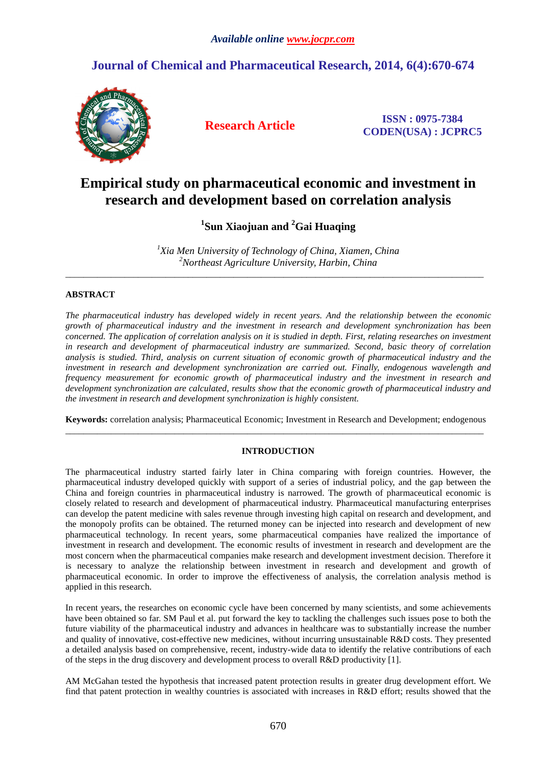# Empirical study on pharmaceutical economic and investment in research and development based on correlation analysis

**[1]Sun Xiaojuan and [2]Gai Huaqing**

*[1]Xia Men University of Technology of China, Xiamen, China*
*[2]Northeast Agriculture University, Harbin, China*

---

## ABSTRACT

*The pharmaceutical industry has developed widely in recent years. And the relationship between the economic growth of pharmaceutical industry and the investment in research and development synchronization has been concerned. The application of correlation analysis on it is studied in depth. First, relating researches on investment in research and development of pharmaceutical industry are summarized. Second, basic theory of correlation analysis is studied. Third, analysis on current situation of economic growth of pharmaceutical industry and the investment in research and development synchronization are carried out. Finally, endogenous wavelength and frequency measurement for economic growth of pharmaceutical industry and the investment in research and development synchronization are calculated, results show that the economic growth of pharmaceutical industry and the investment in research and development synchronization is highly consistent.*

**Keywords:** correlation analysis; Pharmaceutical Economic; Investment in Research and Development; endogenous

---

## INTRODUCTION

The pharmaceutical industry started fairly later in China comparing with foreign countries. However, the pharmaceutical industry developed quickly with support of a series of industrial policy, and the gap between the China and foreign countries in pharmaceutical industry is narrowed. The growth of pharmaceutical economic is closely related to research and development of pharmaceutical industry. Pharmaceutical manufacturing enterprises can develop the patent medicine with sales revenue through investing high capital on research and development, and the monopoly profits can be obtained. The returned money can be injected into research and development of new pharmaceutical technology. In recent years, some pharmaceutical companies have realized the importance of investment in research and development. The economic results of investment in research and development are the most concern when the pharmaceutical companies make research and development investment decision. Therefore it is necessary to analyze the relationship between investment in research and development and growth of pharmaceutical economic. In order to improve the effectiveness of analysis, the correlation analysis method is applied in this research.

In recent years, the researches on economic cycle have been concerned by many scientists, and some achievements have been obtained so far. SM Paul et al. put forward the key to tackling the challenges such issues pose to both the future viability of the pharmaceutical industry and advances in healthcare was to substantially increase the number and quality of innovative, cost-effective new medicines, without incurring unsustainable R&D costs. They presented a detailed analysis based on comprehensive, recent, industry-wide data to identify the relative contributions of each of the steps in the drug discovery and development process to overall R&D productivity [1].

AM McGahan tested the hypothesis that increased patent protection results in greater drug development effort. We find that patent protection in wealthy countries is associated with increases in R&D effort; results showed that the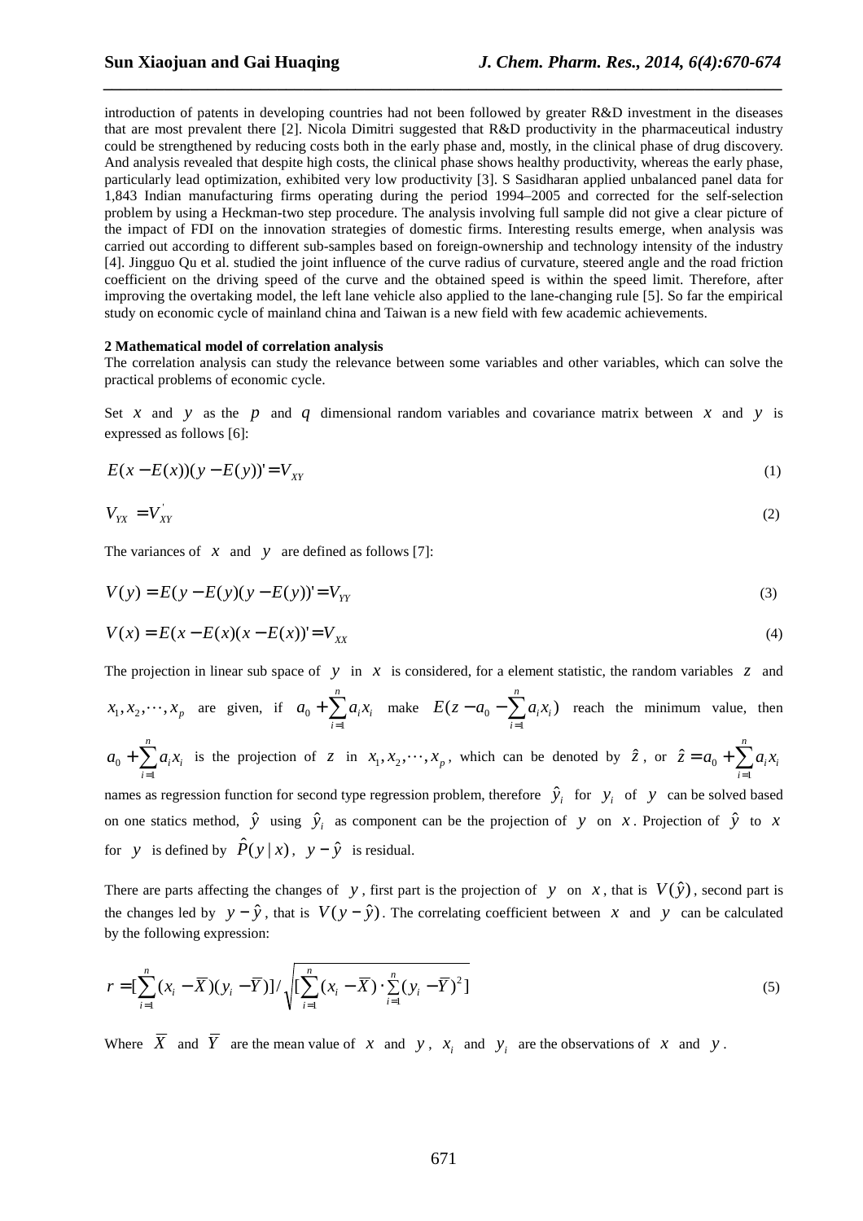introduction of patents in developing countries had not been followed by greater R&D investment in the diseases that are most prevalent there [2]. Nicola Dimitri suggested that R&D productivity in the pharmaceutical industry could be strengthened by reducing costs both in the early phase and, mostly, in the clinical phase of drug discovery. And analysis revealed that despite high costs, the clinical phase shows healthy productivity, whereas the early phase, particularly lead optimization, exhibited very low productivity [3]. S Sasidharan applied unbalanced panel data for 1,843 Indian manufacturing firms operating during the period 1994–2005 and corrected for the self-selection problem by using a Heckman-two step procedure. The analysis involving full sample did not give a clear picture of the impact of FDI on the innovation strategies of domestic firms. Interesting results emerge, when analysis was carried out according to different sub-samples based on foreign-ownership and technology intensity of the industry [4]. Jingguo Qu et al. studied the joint influence of the curve radius of curvature, steered angle and the road friction coefficient on the driving speed of the curve and the obtained speed is within the speed limit. Therefore, after improving the overtaking model, the left lane vehicle also applied to the lane-changing rule [5]. So far the empirical study on economic cycle of mainland china and Taiwan is a new field with few academic achievements.

**2 Mathematical model of correlation analysis**

The correlation analysis can study the relevance between some variables and other variables, which can solve the practical problems of economic cycle.

Set $x$ and $y$ as the $p$ and $q$ dimensional random variables and covariance matrix between $x$ and $y$ is expressed as follows [6]:

$$E(x-E(x))(y-E(y))' = V_{XY} \tag{1}$$

$$V_{YX} = V_{XY}^{'} \tag{2}$$

The variances of $x$ and $y$ are defined as follows [7]:

$$V(y) = E(y-E(y)(y-E(y))' = V_{YY} \tag{3}$$

$$V(x) = E(x-E(x)(x-E(x))' = V_{XX} \tag{4}$$

The projection in linear sub space of $y$ in $x$ is considered, for a element statistic, the random variables $z$ and $x_1, x_2, \cdots, x_p$ are given, if $a_0 + \sum_{i=1}^{n} a_i x_i$ make $E(z - a_0 - \sum_{i=1}^{n} a_i x_i)$ reach the minimum value, then $a_0 + \sum_{i=1}^{n} a_i x_i$ is the projection of $z$ in $x_1, x_2, \cdots, x_p$, which can be denoted by $\hat{z}$, or $\hat{z} = a_0 + \sum_{i=1}^{n} a_i x_i$ names as regression function for second type regression problem, therefore $\hat{y}_i$ for $y_i$ of $y$ can be solved based on one statics method, $\hat{y}$ using $\hat{y}_i$ as component can be the projection of $y$ on $x$. Projection of $\hat{y}$ to $x$ for $y$ is defined by $\hat{P}(y \mid x)$, $y - \hat{y}$ is residual.

There are parts affecting the changes of $y$, first part is the projection of $y$ on $x$, that is $V(\hat{y})$, second part is the changes led by $y - \hat{y}$, that is $V(y - \hat{y})$. The correlating coefficient between $x$ and $y$ can be calculated by the following expression:

$$r = [\sum_{i=1}^{n}(x_i - \overline{X})(y_i - \overline{Y})] / \sqrt{[\sum_{i=1}^{n}(x_i - \overline{X}) \cdot \sum_{i=1}^{n}(y_i - \overline{Y})^2]} \tag{5}$$

Where $\overline{X}$ and $\overline{Y}$ are the mean value of $x$ and $y$, $x_i$ and $y_i$ are the observations of $x$ and $y$.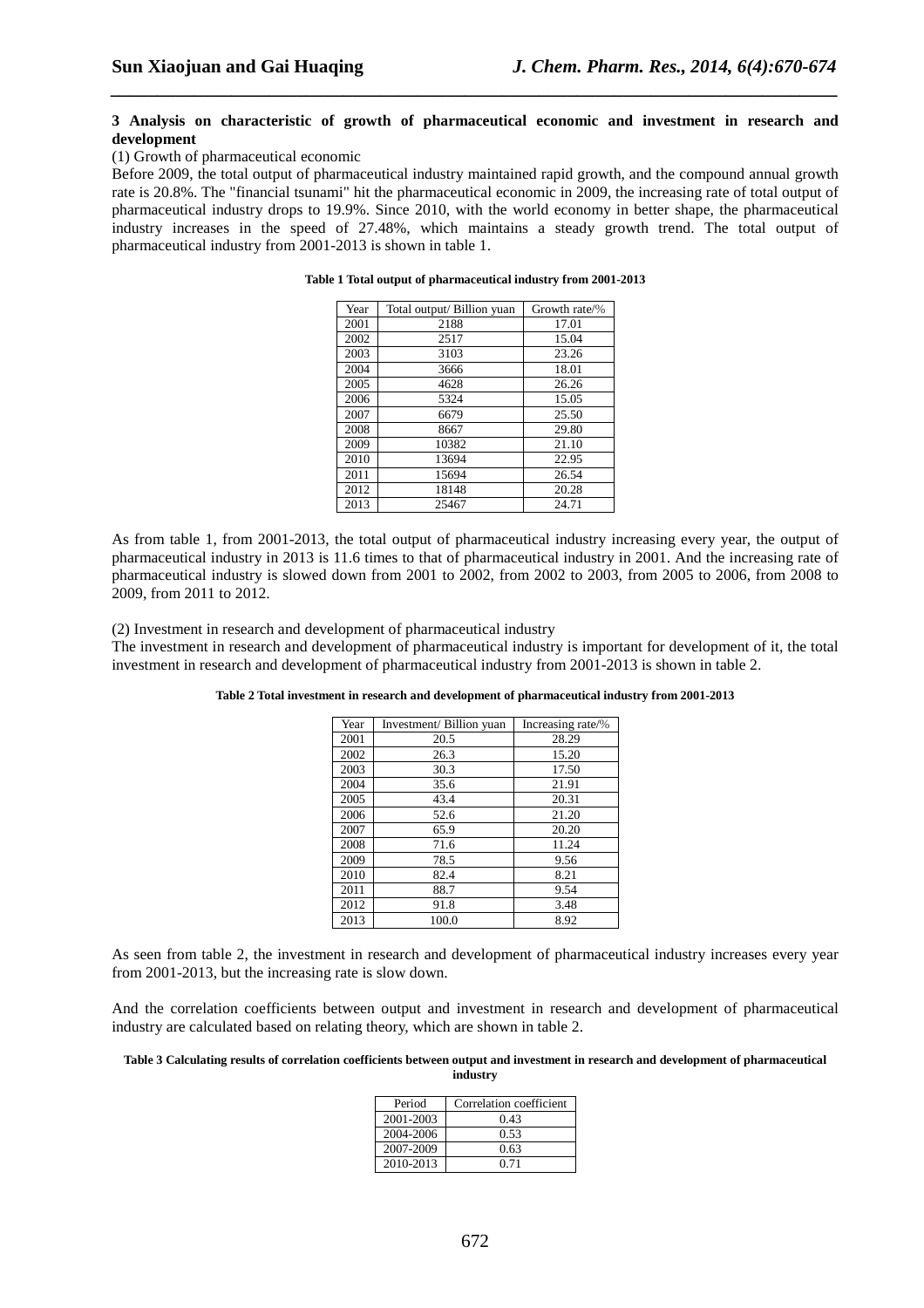**3 Analysis on characteristic of growth of pharmaceutical economic and investment in research and development**

(1) Growth of pharmaceutical economic

Before 2009, the total output of pharmaceutical industry maintained rapid growth, and the compound annual growth rate is 20.8%. The "financial tsunami" hit the pharmaceutical economic in 2009, the increasing rate of total output of pharmaceutical industry drops to 19.9%. Since 2010, with the world economy in better shape, the pharmaceutical industry increases in the speed of 27.48%, which maintains a steady growth trend. The total output of pharmaceutical industry from 2001-2013 is shown in table 1.

**Table 1 Total output of pharmaceutical industry from 2001-2013**

| Year | Total output/ Billion yuan | Growth rate/% |
|---|---|---|
| 2001 | 2188 | 17.01 |
| 2002 | 2517 | 15.04 |
| 2003 | 3103 | 23.26 |
| 2004 | 3666 | 18.01 |
| 2005 | 4628 | 26.26 |
| 2006 | 5324 | 15.05 |
| 2007 | 6679 | 25.50 |
| 2008 | 8667 | 29.80 |
| 2009 | 10382 | 21.10 |
| 2010 | 13694 | 22.95 |
| 2011 | 15694 | 26.54 |
| 2012 | 18148 | 20.28 |
| 2013 | 25467 | 24.71 |

As from table 1, from 2001-2013, the total output of pharmaceutical industry increasing every year, the output of pharmaceutical industry in 2013 is 11.6 times to that of pharmaceutical industry in 2001. And the increasing rate of pharmaceutical industry is slowed down from 2001 to 2002, from 2002 to 2003, from 2005 to 2006, from 2008 to 2009, from 2011 to 2012.

(2) Investment in research and development of pharmaceutical industry

The investment in research and development of pharmaceutical industry is important for development of it, the total investment in research and development of pharmaceutical industry from 2001-2013 is shown in table 2.

**Table 2 Total investment in research and development of pharmaceutical industry from 2001-2013**

| Year | Investment/ Billion yuan | Increasing rate/% |
|---|---|---|
| 2001 | 20.5 | 28.29 |
| 2002 | 26.3 | 15.20 |
| 2003 | 30.3 | 17.50 |
| 2004 | 35.6 | 21.91 |
| 2005 | 43.4 | 20.31 |
| 2006 | 52.6 | 21.20 |
| 2007 | 65.9 | 20.20 |
| 2008 | 71.6 | 11.24 |
| 2009 | 78.5 | 9.56 |
| 2010 | 82.4 | 8.21 |
| 2011 | 88.7 | 9.54 |
| 2012 | 91.8 | 3.48 |
| 2013 | 100.0 | 8.92 |

As seen from table 2, the investment in research and development of pharmaceutical industry increases every year from 2001-2013, but the increasing rate is slow down.

And the correlation coefficients between output and investment in research and development of pharmaceutical industry are calculated based on relating theory, which are shown in table 2.

**Table 3 Calculating results of correlation coefficients between output and investment in research and development of pharmaceutical industry**

| Period | Correlation coefficient |
|---|---|
| 2001-2003 | 0.43 |
| 2004-2006 | 0.53 |
| 2007-2009 | 0.63 |
| 2010-2013 | 0.71 |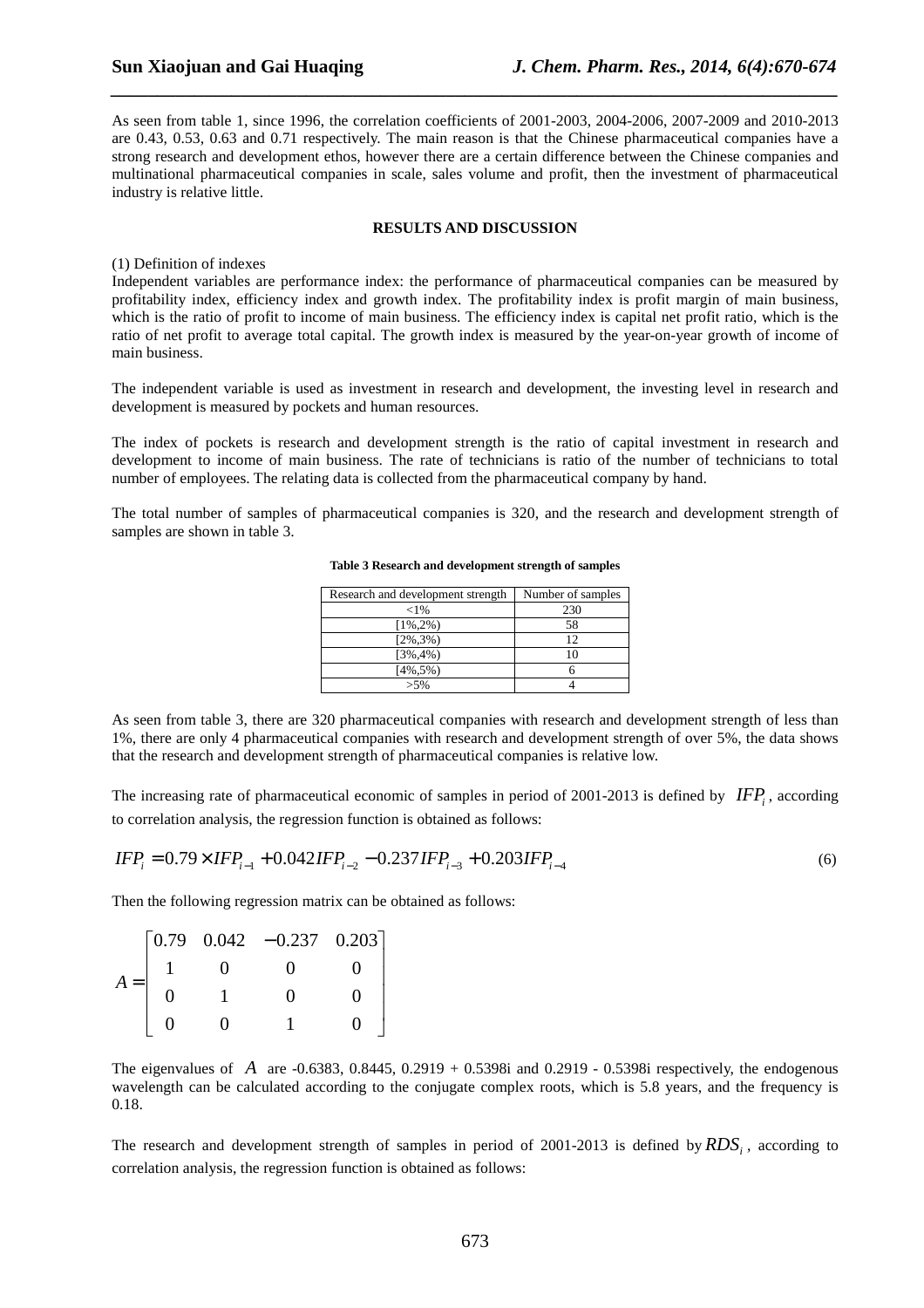As seen from table 1, since 1996, the correlation coefficients of 2001-2003, 2004-2006, 2007-2009 and 2010-2013 are 0.43, 0.53, 0.63 and 0.71 respectively. The main reason is that the Chinese pharmaceutical companies have a strong research and development ethos, however there are a certain difference between the Chinese companies and multinational pharmaceutical companies in scale, sales volume and profit, then the investment of pharmaceutical industry is relative little.

## RESULTS AND DISCUSSION

(1) Definition of indexes

Independent variables are performance index: the performance of pharmaceutical companies can be measured by profitability index, efficiency index and growth index. The profitability index is profit margin of main business, which is the ratio of profit to income of main business. The efficiency index is capital net profit ratio, which is the ratio of net profit to average total capital. The growth index is measured by the year-on-year growth of income of main business.

The independent variable is used as investment in research and development, the investing level in research and development is measured by pockets and human resources.

The index of pockets is research and development strength is the ratio of capital investment in research and development to income of main business. The rate of technicians is ratio of the number of technicians to total number of employees. The relating data is collected from the pharmaceutical company by hand.

The total number of samples of pharmaceutical companies is 320, and the research and development strength of samples are shown in table 3.

**Table 3 Research and development strength of samples**

| Research and development strength | Number of samples |
|---|---|
| <1% | 230 |
| [1%,2%) | 58 |
| [2%,3%) | 12 |
| [3%,4%) | 10 |
| [4%,5%) | 6 |
| >5% | 4 |

As seen from table 3, there are 320 pharmaceutical companies with research and development strength of less than 1%, there are only 4 pharmaceutical companies with research and development strength of over 5%, the data shows that the research and development strength of pharmaceutical companies is relative low.

The increasing rate of pharmaceutical economic of samples in period of 2001-2013 is defined by $IFP_i$, according to correlation analysis, the regression function is obtained as follows:

$$IFP_i = 0.79 \times IFP_{i-1} + 0.042 IFP_{i-2} - 0.237 IFP_{i-3} + 0.203 IFP_{i-4} \tag{6}$$

Then the following regression matrix can be obtained as follows:

$$A = \begin{bmatrix} 0.79 & 0.042 & -0.237 & 0.203 \\ 1 & 0 & 0 & 0 \\ 0 & 1 & 0 & 0 \\ 0 & 0 & 1 & 0 \end{bmatrix}$$

The eigenvalues of $A$ are -0.6383, 0.8445, 0.2919 + 0.5398i and 0.2919 - 0.5398i respectively, the endogenous wavelength can be calculated according to the conjugate complex roots, which is 5.8 years, and the frequency is 0.18.

The research and development strength of samples in period of 2001-2013 is defined by $RDS_i$, according to correlation analysis, the regression function is obtained as follows: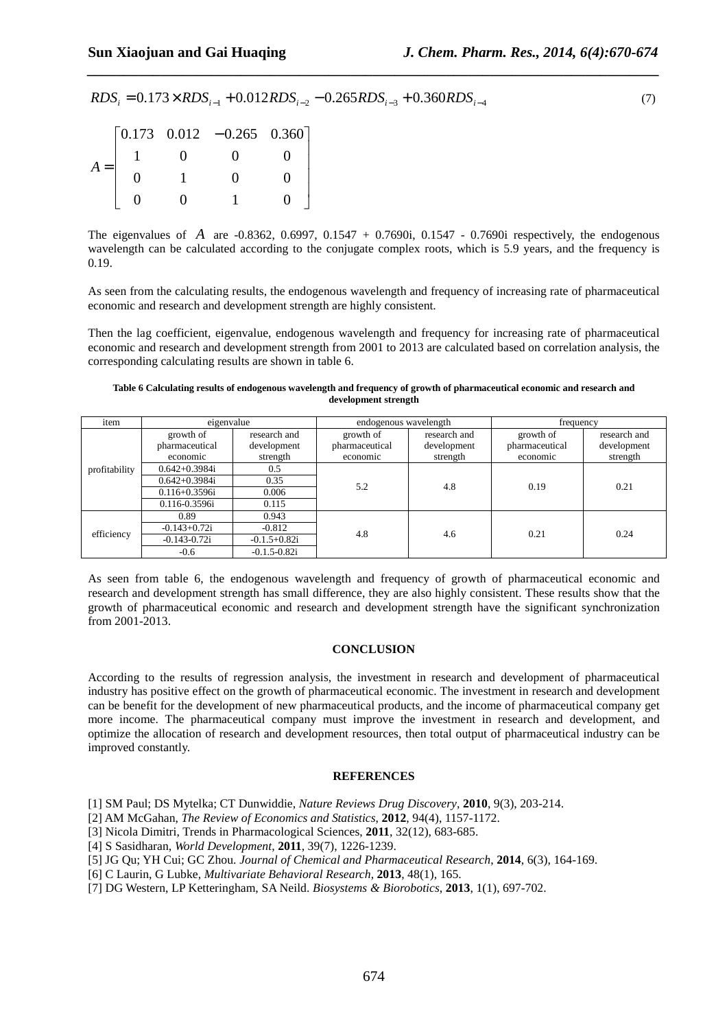$$RDS_i = 0.173 \times RDS_{i-1} + 0.012RDS_{i-2} - 0.265RDS_{i-3} + 0.360RDS_{i-4} \quad (7)$$

$$A = \begin{bmatrix} 0.173 & 0.012 & -0.265 & 0.360 \\ 1 & 0 & 0 & 0 \\ 0 & 1 & 0 & 0 \\ 0 & 0 & 1 & 0 \end{bmatrix}$$

The eigenvalues of $A$ are -0.8362, 0.6997, 0.1547 + 0.7690i, 0.1547 - 0.7690i respectively, the endogenous wavelength can be calculated according to the conjugate complex roots, which is 5.9 years, and the frequency is 0.19.

As seen from the calculating results, the endogenous wavelength and frequency of increasing rate of pharmaceutical economic and research and development strength are highly consistent.

Then the lag coefficient, eigenvalue, endogenous wavelength and frequency for increasing rate of pharmaceutical economic and research and development strength from 2001 to 2013 are calculated based on correlation analysis, the corresponding calculating results are shown in table 6.

**Table 6 Calculating results of endogenous wavelength and frequency of growth of pharmaceutical economic and research and development strength**

| item | eigenvalue | | endogenous wavelength | | frequency | |
|---|---|---|---|---|---|---|
| | growth of pharmaceutical economic | research and development strength | growth of pharmaceutical economic | research and development strength | growth of pharmaceutical economic | research and development strength |
| profitability | 0.642+0.3984i | 0.5 | 5.2 | 4.8 | 0.19 | 0.21 |
| | 0.642+0.3984i | 0.35 | | | | |
| | 0.116+0.3596i | 0.006 | | | | |
| | 0.116-0.3596i | 0.115 | | | | |
| efficiency | 0.89 | 0.943 | 4.8 | 4.6 | 0.21 | 0.24 |
| | -0.143+0.72i | -0.812 | | | | |
| | -0.143-0.72i | -0.1.5+0.82i | | | | |
| | -0.6 | -0.1.5-0.82i | | | | |

As seen from table 6, the endogenous wavelength and frequency of growth of pharmaceutical economic and research and development strength has small difference, they are also highly consistent. These results show that the growth of pharmaceutical economic and research and development strength have the significant synchronization from 2001-2013.

## CONCLUSION

According to the results of regression analysis, the investment in research and development of pharmaceutical industry has positive effect on the growth of pharmaceutical economic. The investment in research and development can be benefit for the development of new pharmaceutical products, and the income of pharmaceutical company get more income. The pharmaceutical company must improve the investment in research and development, and optimize the allocation of research and development resources, then total output of pharmaceutical industry can be improved constantly.

## REFERENCES

[1] SM Paul; DS Mytelka; CT Dunwiddie, *Nature Reviews Drug Discovery*, **2010**, 9(3), 203-214.

[2] AM McGahan, *The Review of Economics and Statistics*, **2012**, 94(4), 1157-1172.

[3] Nicola Dimitri, Trends in Pharmacological Sciences, **2011**, 32(12), 683-685.

[4] S Sasidharan, *World Development*, **2011**, 39(7), 1226-1239.

[5] JG Qu; YH Cui; GC Zhou. *Journal of Chemical and Pharmaceutical Research*, **2014**, 6(3), 164-169.

[6] C Laurin, G Lubke, *Multivariate Behavioral Research*, **2013**, 48(1), 165.

[7] DG Western, LP Ketteringham, SA Neild. *Biosystems & Biorobotics*, **2013**, 1(1), 697-702.